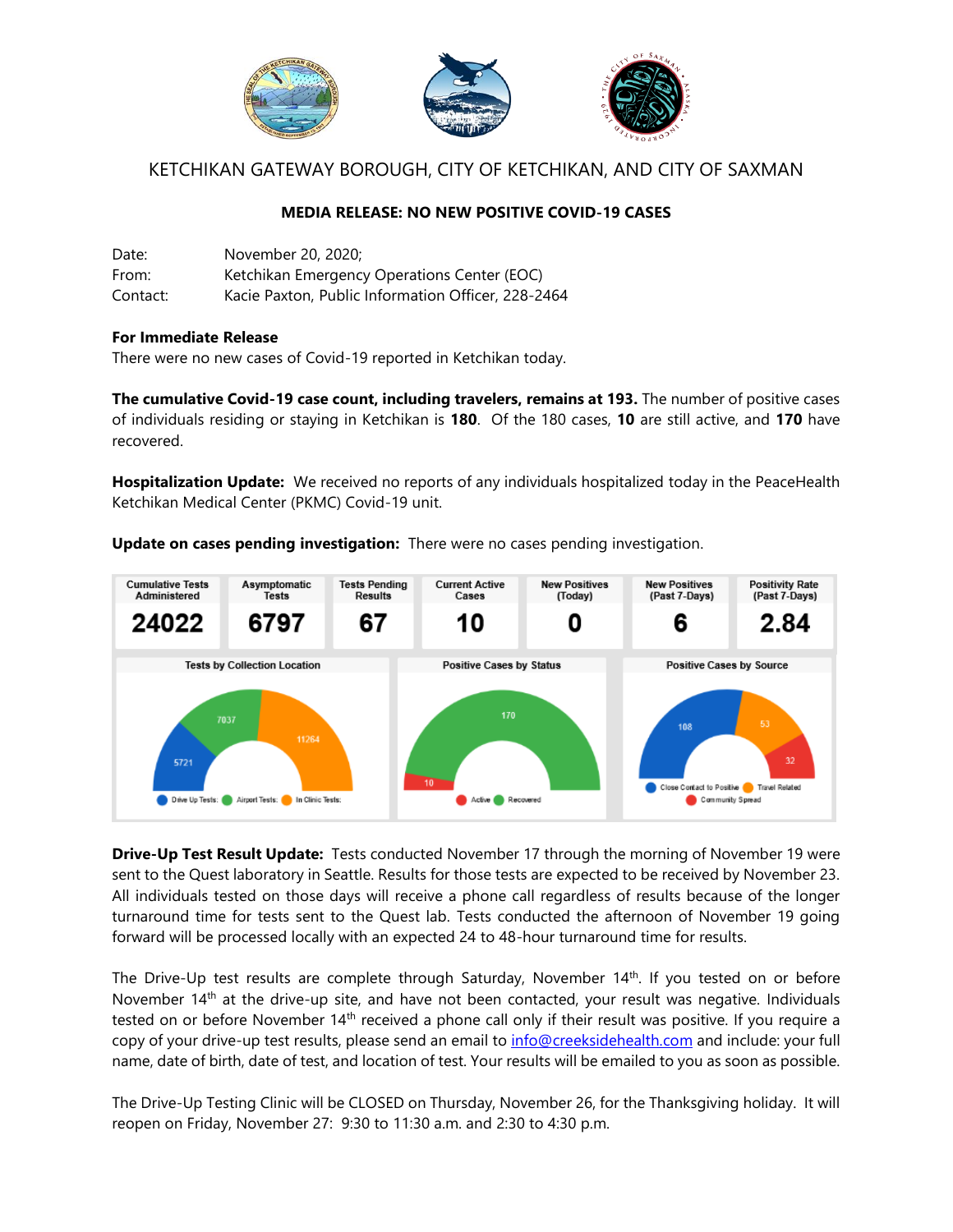# KETCHIKAN GATEWAY BOROUGH, CITY OF KETCHIKAN, AND CITY OF SAXMAN

## MEDIA RELEASE: NO NEW POSITIVE COVID-19 CASES

| | |
|---|---|
| Date: | November 20, 2020; |
| From: | Ketchikan Emergency Operations Center (EOC) |
| Contact: | Kacie Paxton, Public Information Officer, 228-2464 |

**For Immediate Release**
There were no new cases of Covid-19 reported in Ketchikan today.

**The cumulative Covid-19 case count, including travelers, remains at 193.** The number of positive cases of individuals residing or staying in Ketchikan is **180**. Of the 180 cases, **10** are still active, and **170** have recovered.

**Hospitalization Update:** We received no reports of any individuals hospitalized today in the PeaceHealth Ketchikan Medical Center (PKMC) Covid-19 unit.

**Update on cases pending investigation:** There were no cases pending investigation.

| Cumulative Tests Administered | Asymptomatic Tests | Tests Pending Results | Current Active Cases | New Positives (Today) | New Positives (Past 7-Days) | Positivity Rate (Past 7-Days) |
|---|---|---|---|---|---|---|
| 24022 | 6797 | 67 | 10 | 0 | 6 | 2.84 |

**Tests by Collection Location**

| Drive Up Tests | Airport Tests | In Clinic Tests |
|---|---|---|
| 5721 | 7037 | 11264 |

**Positive Cases by Status**

| Active | Recovered |
|---|---|
| 10 | 170 |

**Positive Cases by Source**

| Close Contact to Positive | Travel Related | Community Spread |
|---|---|---|
| 108 | 53 | 32 |

**Drive-Up Test Result Update:** Tests conducted November 17 through the morning of November 19 were sent to the Quest laboratory in Seattle. Results for those tests are expected to be received by November 23. All individuals tested on those days will receive a phone call regardless of results because of the longer turnaround time for tests sent to the Quest lab. Tests conducted the afternoon of November 19 going forward will be processed locally with an expected 24 to 48-hour turnaround time for results.

The Drive-Up test results are complete through Saturday, November 14th. If you tested on or before November 14th at the drive-up site, and have not been contacted, your result was negative. Individuals tested on or before November 14th received a phone call only if their result was positive. If you require a copy of your drive-up test results, please send an email to info@creeksidehealth.com and include: your full name, date of birth, date of test, and location of test. Your results will be emailed to you as soon as possible.

The Drive-Up Testing Clinic will be CLOSED on Thursday, November 26, for the Thanksgiving holiday. It will reopen on Friday, November 27: 9:30 to 11:30 a.m. and 2:30 to 4:30 p.m.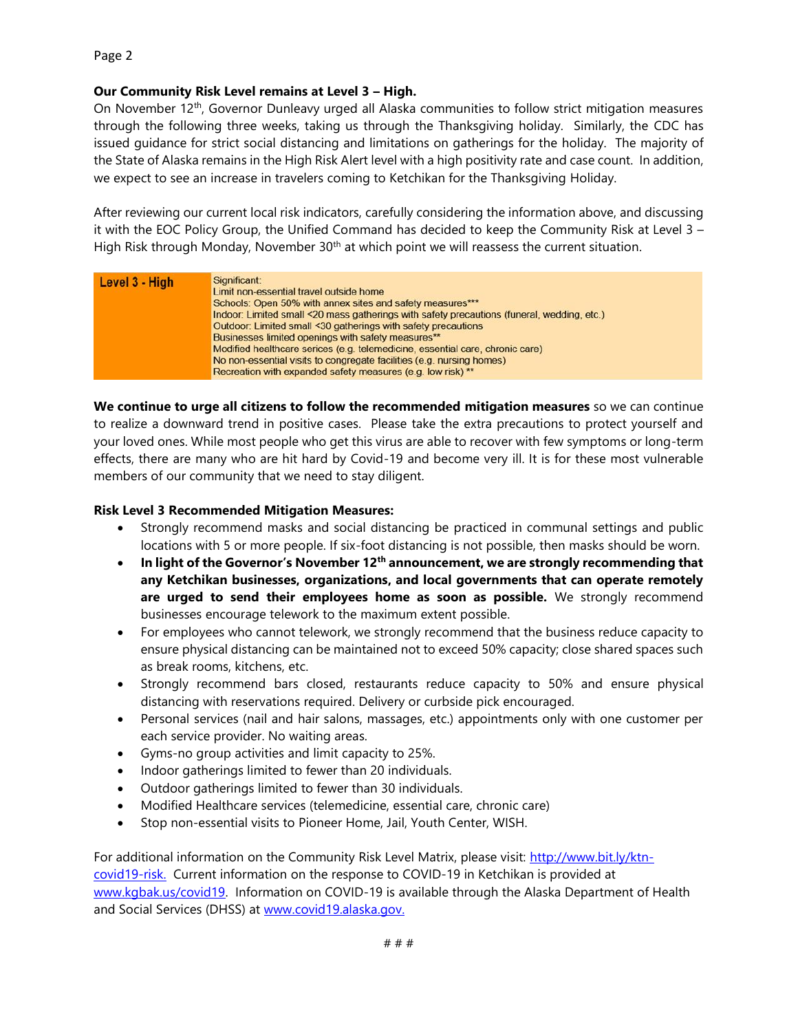**Our Community Risk Level remains at Level 3 – High.**

On November 12th, Governor Dunleavy urged all Alaska communities to follow strict mitigation measures through the following three weeks, taking us through the Thanksgiving holiday. Similarly, the CDC has issued guidance for strict social distancing and limitations on gatherings for the holiday. The majority of the State of Alaska remains in the High Risk Alert level with a high positivity rate and case count. In addition, we expect to see an increase in travelers coming to Ketchikan for the Thanksgiving Holiday.

After reviewing our current local risk indicators, carefully considering the information above, and discussing it with the EOC Policy Group, the Unified Command has decided to keep the Community Risk at Level 3 – High Risk through Monday, November 30th at which point we will reassess the current situation.

| | |
|---|---|
| **Level 3 - High** | Significant:<br>Limit non-essential travel outside home<br>Schools: Open 50% with annex sites and safety measures***<br>Indoor: Limited small <20 mass gatherings with safety precautions (funeral, wedding, etc.)<br>Outdoor: Limited small <30 gatherings with safety precautions<br>Businesses limited openings with safety measures**<br>Modified healthcare serices (e.g. telemedicine, essential care, chronic care)<br>No non-essential visits to congregate facilities (e.g. nursing homes)<br>Recreation with expanded safety measures (e.g. low risk) ** |

**We continue to urge all citizens to follow the recommended mitigation measures** so we can continue to realize a downward trend in positive cases. Please take the extra precautions to protect yourself and your loved ones. While most people who get this virus are able to recover with few symptoms or long-term effects, there are many who are hit hard by Covid-19 and become very ill. It is for these most vulnerable members of our community that we need to stay diligent.

**Risk Level 3 Recommended Mitigation Measures:**

- Strongly recommend masks and social distancing be practiced in communal settings and public locations with 5 or more people. If six-foot distancing is not possible, then masks should be worn.
- **In light of the Governor's November 12th announcement, we are strongly recommending that any Ketchikan businesses, organizations, and local governments that can operate remotely are urged to send their employees home as soon as possible.** We strongly recommend businesses encourage telework to the maximum extent possible.
- For employees who cannot telework, we strongly recommend that the business reduce capacity to ensure physical distancing can be maintained not to exceed 50% capacity; close shared spaces such as break rooms, kitchens, etc.
- Strongly recommend bars closed, restaurants reduce capacity to 50% and ensure physical distancing with reservations required. Delivery or curbside pick encouraged.
- Personal services (nail and hair salons, massages, etc.) appointments only with one customer per each service provider. No waiting areas.
- Gyms-no group activities and limit capacity to 25%.
- Indoor gatherings limited to fewer than 20 individuals.
- Outdoor gatherings limited to fewer than 30 individuals.
- Modified Healthcare services (telemedicine, essential care, chronic care)
- Stop non-essential visits to Pioneer Home, Jail, Youth Center, WISH.

For additional information on the Community Risk Level Matrix, please visit: http://www.bit.ly/ktn-covid19-risk. Current information on the response to COVID-19 in Ketchikan is provided at www.kgbak.us/covid19. Information on COVID-19 is available through the Alaska Department of Health and Social Services (DHSS) at www.covid19.alaska.gov.

# # #